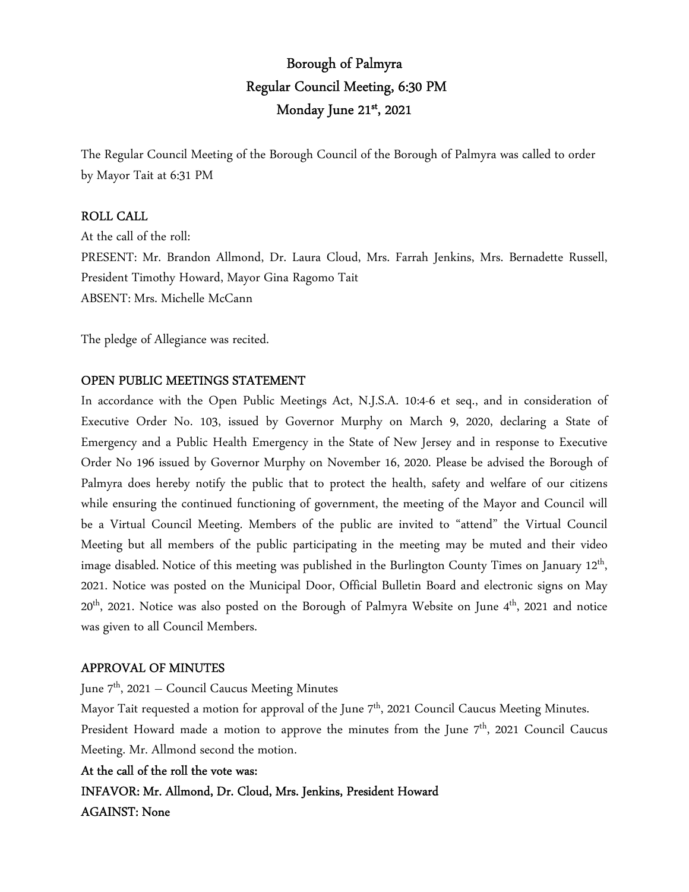# Borough of Palmyra
## Regular Council Meeting, 6:30 PM
## Monday June 21st, 2021

The Regular Council Meeting of the Borough Council of the Borough of Palmyra was called to order by Mayor Tait at 6:31 PM

### ROLL CALL

At the call of the roll:

PRESENT: Mr. Brandon Allmond, Dr. Laura Cloud, Mrs. Farrah Jenkins, Mrs. Bernadette Russell, President Timothy Howard, Mayor Gina Ragomo Tait

ABSENT: Mrs. Michelle McCann

The pledge of Allegiance was recited.

### OPEN PUBLIC MEETINGS STATEMENT

In accordance with the Open Public Meetings Act, N.J.S.A. 10:4-6 et seq., and in consideration of Executive Order No. 103, issued by Governor Murphy on March 9, 2020, declaring a State of Emergency and a Public Health Emergency in the State of New Jersey and in response to Executive Order No 196 issued by Governor Murphy on November 16, 2020. Please be advised the Borough of Palmyra does hereby notify the public that to protect the health, safety and welfare of our citizens while ensuring the continued functioning of government, the meeting of the Mayor and Council will be a Virtual Council Meeting. Members of the public are invited to "attend" the Virtual Council Meeting but all members of the public participating in the meeting may be muted and their video image disabled. Notice of this meeting was published in the Burlington County Times on January 12th, 2021. Notice was posted on the Municipal Door, Official Bulletin Board and electronic signs on May 20th, 2021. Notice was also posted on the Borough of Palmyra Website on June 4th, 2021 and notice was given to all Council Members.

### APPROVAL OF MINUTES

June 7th, 2021 – Council Caucus Meeting Minutes

Mayor Tait requested a motion for approval of the June 7th, 2021 Council Caucus Meeting Minutes.

President Howard made a motion to approve the minutes from the June 7th, 2021 Council Caucus Meeting. Mr. Allmond second the motion.

**At the call of the roll the vote was:**

**INFAVOR: Mr. Allmond, Dr. Cloud, Mrs. Jenkins, President Howard**

**AGAINST: None**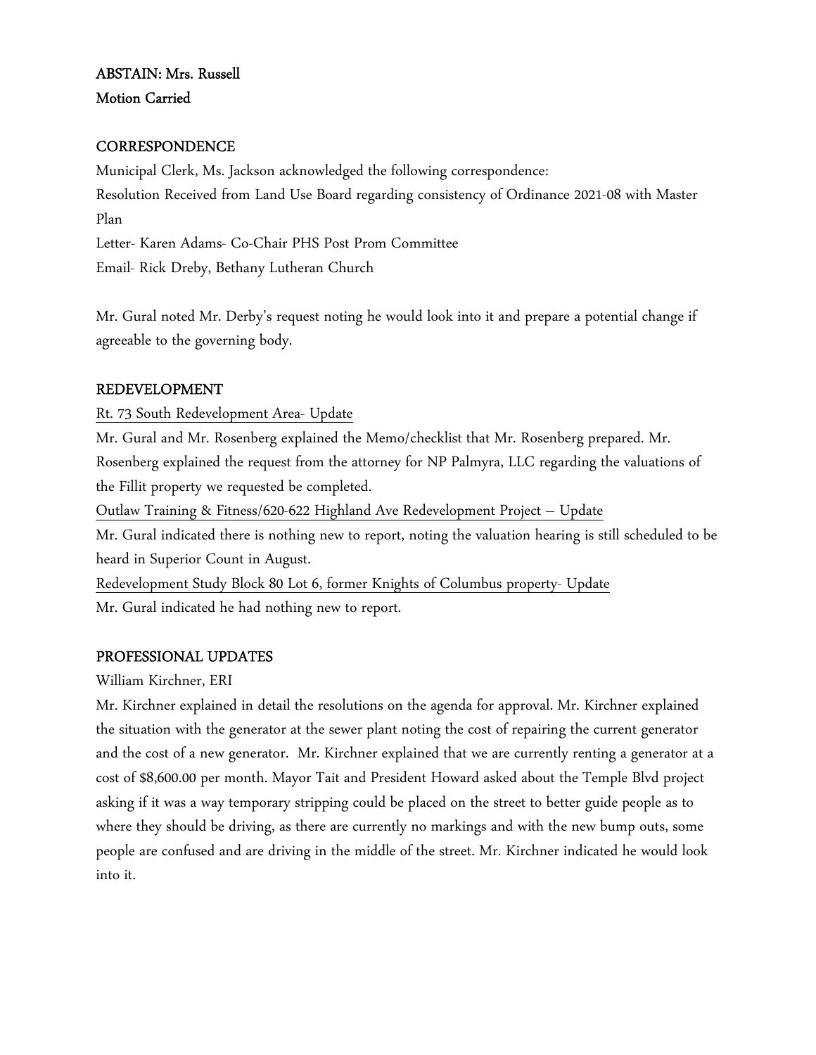**ABSTAIN: Mrs. Russell**
**Motion Carried**

## CORRESPONDENCE

Municipal Clerk, Ms. Jackson acknowledged the following correspondence:
Resolution Received from Land Use Board regarding consistency of Ordinance 2021-08 with Master Plan
Letter- Karen Adams- Co-Chair PHS Post Prom Committee
Email- Rick Dreby, Bethany Lutheran Church

Mr. Gural noted Mr. Derby's request noting he would look into it and prepare a potential change if agreeable to the governing body.

## REDEVELOPMENT

Rt. 73 South Redevelopment Area- Update

Mr. Gural and Mr. Rosenberg explained the Memo/checklist that Mr. Rosenberg prepared. Mr. Rosenberg explained the request from the attorney for NP Palmyra, LLC regarding the valuations of the Fillit property we requested be completed.

Outlaw Training & Fitness/620-622 Highland Ave Redevelopment Project – Update

Mr. Gural indicated there is nothing new to report, noting the valuation hearing is still scheduled to be heard in Superior Count in August.

Redevelopment Study Block 80 Lot 6, former Knights of Columbus property- Update

Mr. Gural indicated he had nothing new to report.

## PROFESSIONAL UPDATES

William Kirchner, ERI

Mr. Kirchner explained in detail the resolutions on the agenda for approval. Mr. Kirchner explained the situation with the generator at the sewer plant noting the cost of repairing the current generator and the cost of a new generator. Mr. Kirchner explained that we are currently renting a generator at a cost of $8,600.00 per month. Mayor Tait and President Howard asked about the Temple Blvd project asking if it was a way temporary stripping could be placed on the street to better guide people as to where they should be driving, as there are currently no markings and with the new bump outs, some people are confused and are driving in the middle of the street. Mr. Kirchner indicated he would look into it.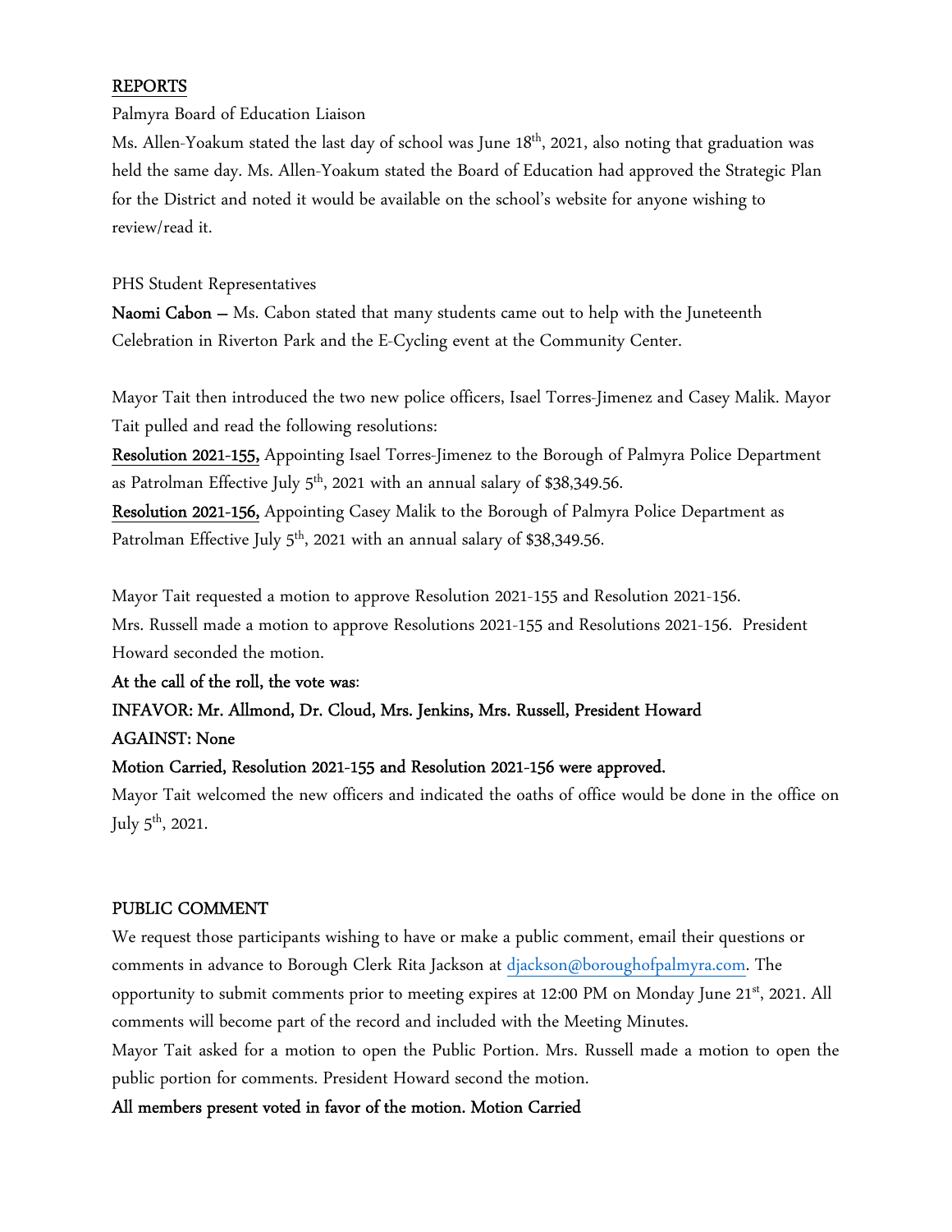## REPORTS

Palmyra Board of Education Liaison

Ms. Allen-Yoakum stated the last day of school was June 18th, 2021, also noting that graduation was held the same day. Ms. Allen-Yoakum stated the Board of Education had approved the Strategic Plan for the District and noted it would be available on the school's website for anyone wishing to review/read it.

PHS Student Representatives

**Naomi Cabon –** Ms. Cabon stated that many students came out to help with the Juneteenth Celebration in Riverton Park and the E-Cycling event at the Community Center.

Mayor Tait then introduced the two new police officers, Isael Torres-Jimenez and Casey Malik. Mayor Tait pulled and read the following resolutions:

**Resolution 2021-155,** Appointing Isael Torres-Jimenez to the Borough of Palmyra Police Department as Patrolman Effective July 5th, 2021 with an annual salary of $38,349.56.

**Resolution 2021-156,** Appointing Casey Malik to the Borough of Palmyra Police Department as Patrolman Effective July 5th, 2021 with an annual salary of $38,349.56.

Mayor Tait requested a motion to approve Resolution 2021-155 and Resolution 2021-156.

Mrs. Russell made a motion to approve Resolutions 2021-155 and Resolutions 2021-156. President Howard seconded the motion.

**At the call of the roll, the vote was**:

**INFAVOR: Mr. Allmond, Dr. Cloud, Mrs. Jenkins, Mrs. Russell, President Howard**

**AGAINST: None**

**Motion Carried, Resolution 2021-155 and Resolution 2021-156 were approved.**

Mayor Tait welcomed the new officers and indicated the oaths of office would be done in the office on July 5th, 2021.

## PUBLIC COMMENT

We request those participants wishing to have or make a public comment, email their questions or comments in advance to Borough Clerk Rita Jackson at djackson@boroughofpalmyra.com. The opportunity to submit comments prior to meeting expires at 12:00 PM on Monday June 21st, 2021. All comments will become part of the record and included with the Meeting Minutes.

Mayor Tait asked for a motion to open the Public Portion. Mrs. Russell made a motion to open the public portion for comments. President Howard second the motion.

**All members present voted in favor of the motion. Motion Carried**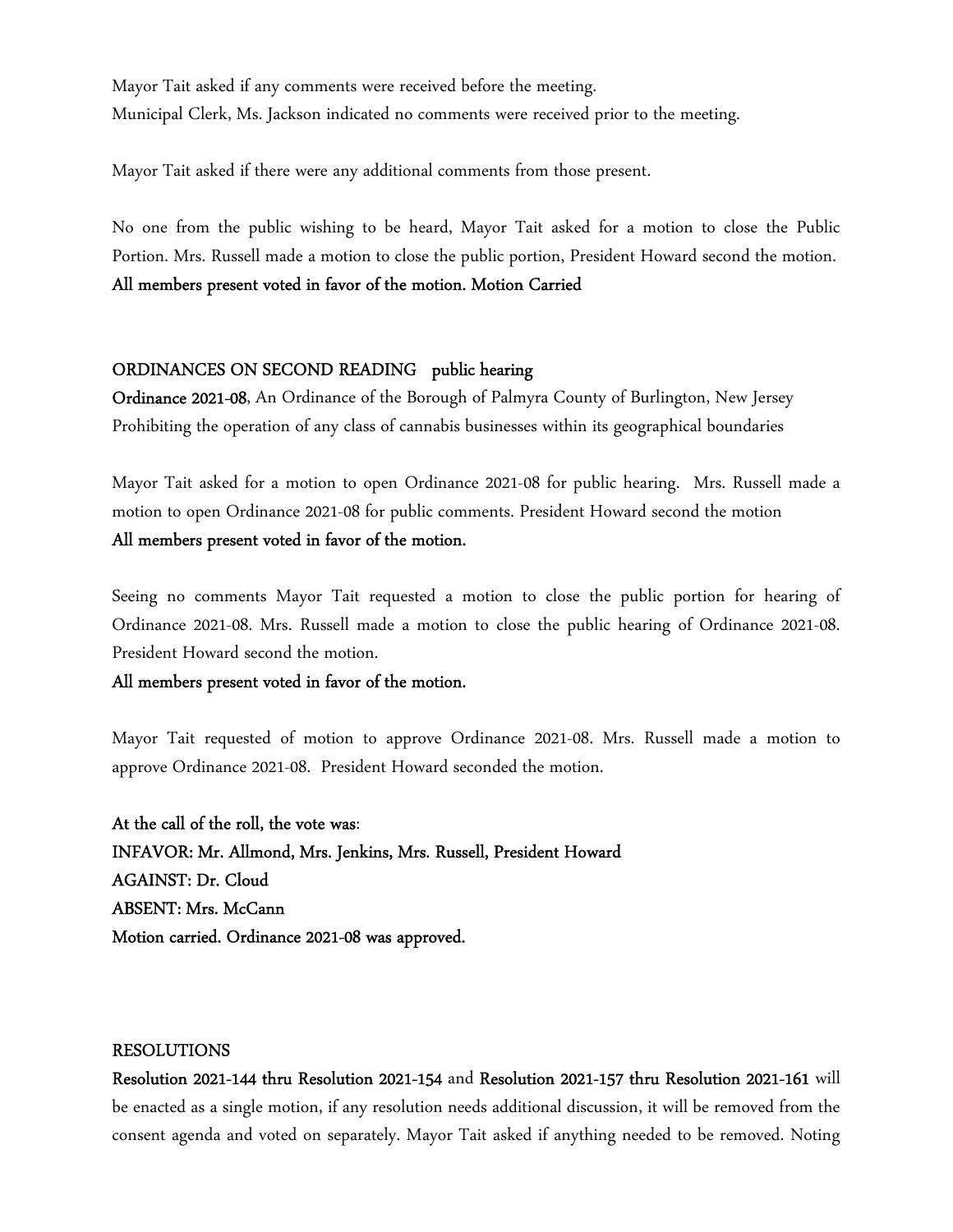Mayor Tait asked if any comments were received before the meeting.
Municipal Clerk, Ms. Jackson indicated no comments were received prior to the meeting.

Mayor Tait asked if there were any additional comments from those present.

No one from the public wishing to be heard, Mayor Tait asked for a motion to close the Public Portion. Mrs. Russell made a motion to close the public portion, President Howard second the motion.
**All members present voted in favor of the motion. Motion Carried**

**ORDINANCES ON SECOND READING public hearing**

**Ordinance 2021-08**, An Ordinance of the Borough of Palmyra County of Burlington, New Jersey Prohibiting the operation of any class of cannabis businesses within its geographical boundaries

Mayor Tait asked for a motion to open Ordinance 2021-08 for public hearing. Mrs. Russell made a motion to open Ordinance 2021-08 for public comments. President Howard second the motion
**All members present voted in favor of the motion.**

Seeing no comments Mayor Tait requested a motion to close the public portion for hearing of Ordinance 2021-08. Mrs. Russell made a motion to close the public hearing of Ordinance 2021-08. President Howard second the motion.
**All members present voted in favor of the motion.**

Mayor Tait requested of motion to approve Ordinance 2021-08. Mrs. Russell made a motion to approve Ordinance 2021-08. President Howard seconded the motion.

**At the call of the roll, the vote was:**
**INFAVOR: Mr. Allmond, Mrs. Jenkins, Mrs. Russell, President Howard**
**AGAINST: Dr. Cloud**
**ABSENT: Mrs. McCann**
**Motion carried. Ordinance 2021-08 was approved.**

**RESOLUTIONS**

**Resolution 2021-144 thru Resolution 2021-154** and **Resolution 2021-157 thru Resolution 2021-161** will be enacted as a single motion, if any resolution needs additional discussion, it will be removed from the consent agenda and voted on separately. Mayor Tait asked if anything needed to be removed. Noting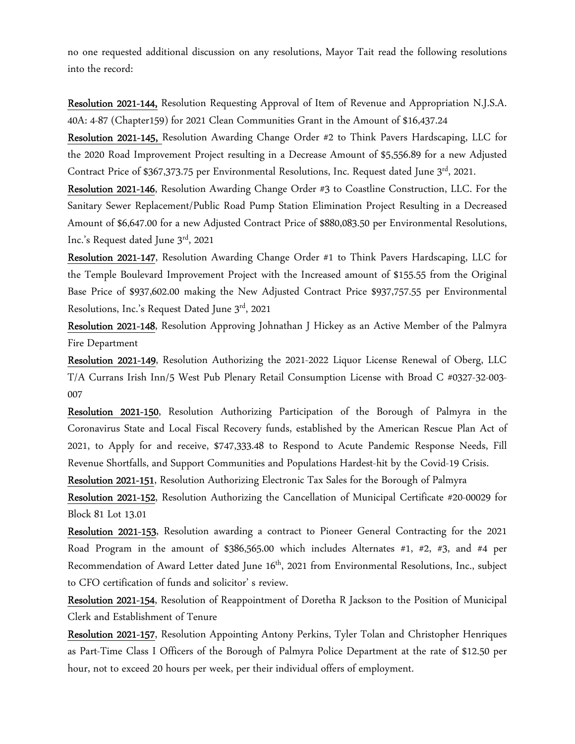no one requested additional discussion on any resolutions, Mayor Tait read the following resolutions into the record:

**Resolution 2021-144,** Resolution Requesting Approval of Item of Revenue and Appropriation N.J.S.A. 40A: 4-87 (Chapter159) for 2021 Clean Communities Grant in the Amount of $16,437.24

**Resolution 2021-145,** Resolution Awarding Change Order #2 to Think Pavers Hardscaping, LLC for the 2020 Road Improvement Project resulting in a Decrease Amount of $5,556.89 for a new Adjusted Contract Price of $367,373.75 per Environmental Resolutions, Inc. Request dated June 3rd, 2021.

**Resolution 2021-146**, Resolution Awarding Change Order #3 to Coastline Construction, LLC. For the Sanitary Sewer Replacement/Public Road Pump Station Elimination Project Resulting in a Decreased Amount of $6,647.00 for a new Adjusted Contract Price of $880,083.50 per Environmental Resolutions, Inc.'s Request dated June 3rd, 2021

**Resolution 2021-147**, Resolution Awarding Change Order #1 to Think Pavers Hardscaping, LLC for the Temple Boulevard Improvement Project with the Increased amount of $155.55 from the Original Base Price of $937,602.00 making the New Adjusted Contract Price $937,757.55 per Environmental Resolutions, Inc.'s Request Dated June 3rd, 2021

**Resolution 2021-148**, Resolution Approving Johnathan J Hickey as an Active Member of the Palmyra Fire Department

**Resolution 2021-149**, Resolution Authorizing the 2021-2022 Liquor License Renewal of Oberg, LLC T/A Currans Irish Inn/5 West Pub Plenary Retail Consumption License with Broad C #0327-32-003-007

**Resolution 2021-150**, Resolution Authorizing Participation of the Borough of Palmyra in the Coronavirus State and Local Fiscal Recovery funds, established by the American Rescue Plan Act of 2021, to Apply for and receive, $747,333.48 to Respond to Acute Pandemic Response Needs, Fill Revenue Shortfalls, and Support Communities and Populations Hardest-hit by the Covid-19 Crisis.

**Resolution 2021-151**, Resolution Authorizing Electronic Tax Sales for the Borough of Palmyra

**Resolution 2021-152**, Resolution Authorizing the Cancellation of Municipal Certificate #20-00029 for Block 81 Lot 13.01

**Resolution 2021-153**, Resolution awarding a contract to Pioneer General Contracting for the 2021 Road Program in the amount of $386,565.00 which includes Alternates #1, #2, #3, and #4 per Recommendation of Award Letter dated June 16th, 2021 from Environmental Resolutions, Inc., subject to CFO certification of funds and solicitor' s review.

**Resolution 2021-154**, Resolution of Reappointment of Doretha R Jackson to the Position of Municipal Clerk and Establishment of Tenure

**Resolution 2021-157**, Resolution Appointing Antony Perkins, Tyler Tolan and Christopher Henriques as Part-Time Class I Officers of the Borough of Palmyra Police Department at the rate of $12.50 per hour, not to exceed 20 hours per week, per their individual offers of employment.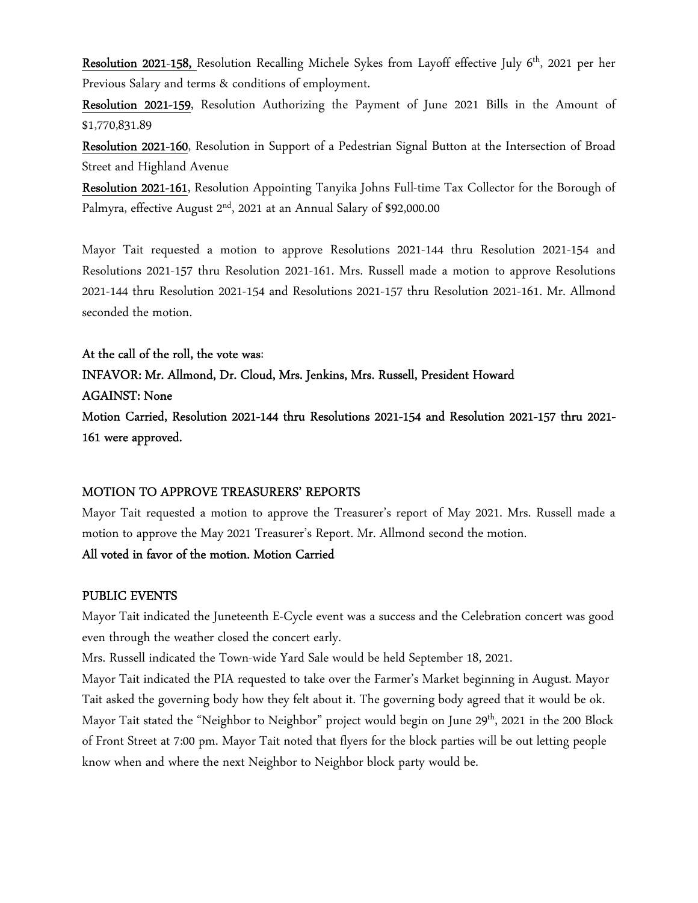**Resolution 2021-158,** Resolution Recalling Michele Sykes from Layoff effective July 6th, 2021 per her Previous Salary and terms & conditions of employment.

**Resolution 2021-159**, Resolution Authorizing the Payment of June 2021 Bills in the Amount of $1,770,831.89

**Resolution 2021-160**, Resolution in Support of a Pedestrian Signal Button at the Intersection of Broad Street and Highland Avenue

**Resolution 2021-161**, Resolution Appointing Tanyika Johns Full-time Tax Collector for the Borough of Palmyra, effective August 2nd, 2021 at an Annual Salary of $92,000.00

Mayor Tait requested a motion to approve Resolutions 2021-144 thru Resolution 2021-154 and Resolutions 2021-157 thru Resolution 2021-161. Mrs. Russell made a motion to approve Resolutions 2021-144 thru Resolution 2021-154 and Resolutions 2021-157 thru Resolution 2021-161. Mr. Allmond seconded the motion.

**At the call of the roll, the vote was:**
**INFAVOR: Mr. Allmond, Dr. Cloud, Mrs. Jenkins, Mrs. Russell, President Howard**
**AGAINST: None**
**Motion Carried, Resolution 2021-144 thru Resolutions 2021-154 and Resolution 2021-157 thru 2021-161 were approved.**

## MOTION TO APPROVE TREASURERS' REPORTS

Mayor Tait requested a motion to approve the Treasurer's report of May 2021. Mrs. Russell made a motion to approve the May 2021 Treasurer's Report. Mr. Allmond second the motion.
**All voted in favor of the motion. Motion Carried**

## PUBLIC EVENTS

Mayor Tait indicated the Juneteenth E-Cycle event was a success and the Celebration concert was good even through the weather closed the concert early.

Mrs. Russell indicated the Town-wide Yard Sale would be held September 18, 2021.

Mayor Tait indicated the PIA requested to take over the Farmer's Market beginning in August. Mayor Tait asked the governing body how they felt about it. The governing body agreed that it would be ok. Mayor Tait stated the "Neighbor to Neighbor" project would begin on June 29th, 2021 in the 200 Block of Front Street at 7:00 pm. Mayor Tait noted that flyers for the block parties will be out letting people know when and where the next Neighbor to Neighbor block party would be.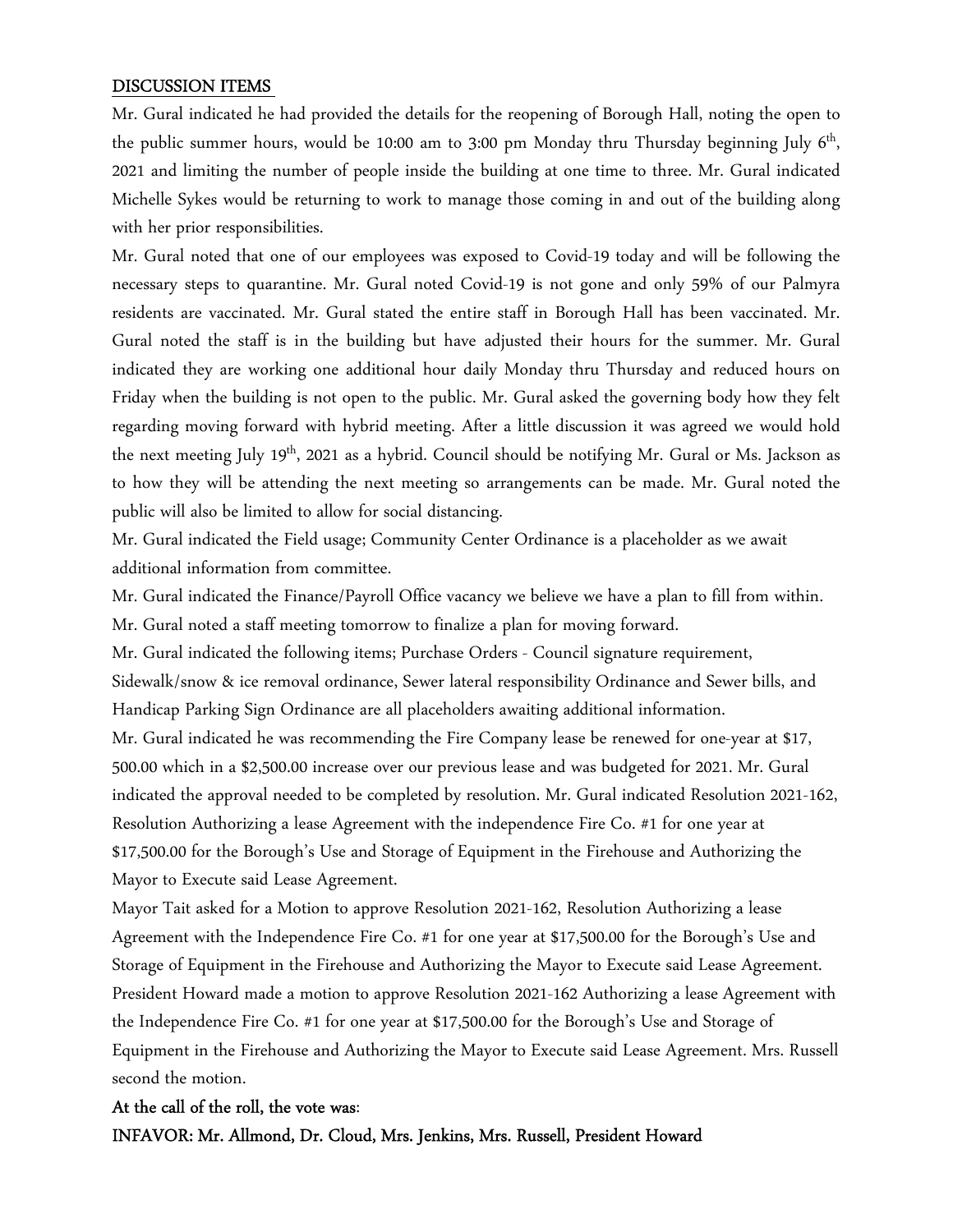## DISCUSSION ITEMS

Mr. Gural indicated he had provided the details for the reopening of Borough Hall, noting the open to the public summer hours, would be 10:00 am to 3:00 pm Monday thru Thursday beginning July 6th, 2021 and limiting the number of people inside the building at one time to three. Mr. Gural indicated Michelle Sykes would be returning to work to manage those coming in and out of the building along with her prior responsibilities.

Mr. Gural noted that one of our employees was exposed to Covid-19 today and will be following the necessary steps to quarantine. Mr. Gural noted Covid-19 is not gone and only 59% of our Palmyra residents are vaccinated. Mr. Gural stated the entire staff in Borough Hall has been vaccinated. Mr. Gural noted the staff is in the building but have adjusted their hours for the summer. Mr. Gural indicated they are working one additional hour daily Monday thru Thursday and reduced hours on Friday when the building is not open to the public. Mr. Gural asked the governing body how they felt regarding moving forward with hybrid meeting. After a little discussion it was agreed we would hold the next meeting July 19th, 2021 as a hybrid. Council should be notifying Mr. Gural or Ms. Jackson as to how they will be attending the next meeting so arrangements can be made. Mr. Gural noted the public will also be limited to allow for social distancing.

Mr. Gural indicated the Field usage; Community Center Ordinance is a placeholder as we await additional information from committee.

Mr. Gural indicated the Finance/Payroll Office vacancy we believe we have a plan to fill from within. Mr. Gural noted a staff meeting tomorrow to finalize a plan for moving forward.

Mr. Gural indicated the following items; Purchase Orders - Council signature requirement, Sidewalk/snow & ice removal ordinance, Sewer lateral responsibility Ordinance and Sewer bills, and Handicap Parking Sign Ordinance are all placeholders awaiting additional information.

Mr. Gural indicated he was recommending the Fire Company lease be renewed for one-year at $17, 500.00 which in a $2,500.00 increase over our previous lease and was budgeted for 2021. Mr. Gural indicated the approval needed to be completed by resolution. Mr. Gural indicated Resolution 2021-162, Resolution Authorizing a lease Agreement with the independence Fire Co. #1 for one year at $17,500.00 for the Borough's Use and Storage of Equipment in the Firehouse and Authorizing the Mayor to Execute said Lease Agreement.

Mayor Tait asked for a Motion to approve Resolution 2021-162, Resolution Authorizing a lease Agreement with the Independence Fire Co. #1 for one year at $17,500.00 for the Borough's Use and Storage of Equipment in the Firehouse and Authorizing the Mayor to Execute said Lease Agreement. President Howard made a motion to approve Resolution 2021-162 Authorizing a lease Agreement with the Independence Fire Co. #1 for one year at $17,500.00 for the Borough's Use and Storage of Equipment in the Firehouse and Authorizing the Mayor to Execute said Lease Agreement. Mrs. Russell second the motion.

**At the call of the roll, the vote was:**

**INFAVOR: Mr. Allmond, Dr. Cloud, Mrs. Jenkins, Mrs. Russell, President Howard**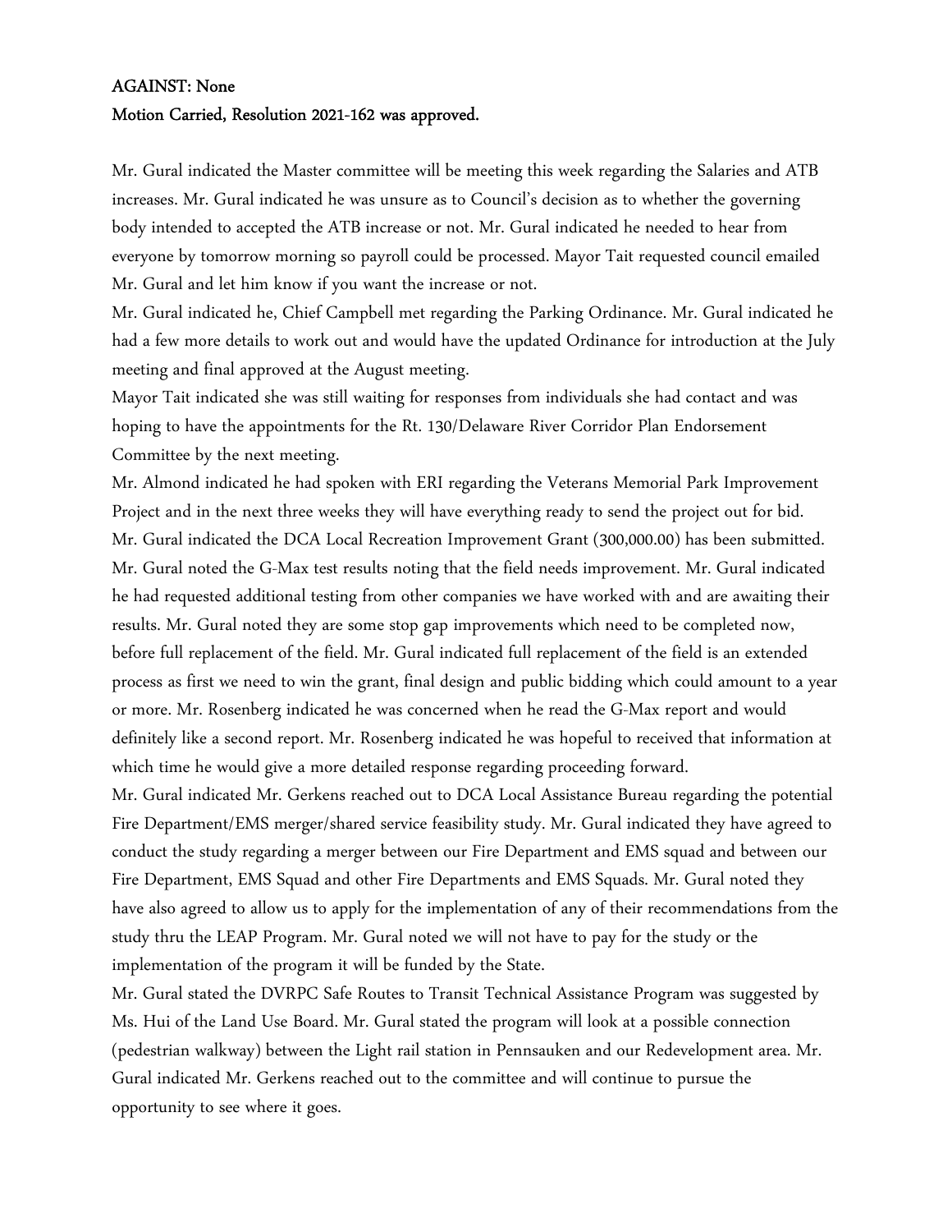**AGAINST: None**

**Motion Carried, Resolution 2021-162 was approved.**

Mr. Gural indicated the Master committee will be meeting this week regarding the Salaries and ATB increases. Mr. Gural indicated he was unsure as to Council's decision as to whether the governing body intended to accepted the ATB increase or not. Mr. Gural indicated he needed to hear from everyone by tomorrow morning so payroll could be processed. Mayor Tait requested council emailed Mr. Gural and let him know if you want the increase or not.

Mr. Gural indicated he, Chief Campbell met regarding the Parking Ordinance. Mr. Gural indicated he had a few more details to work out and would have the updated Ordinance for introduction at the July meeting and final approved at the August meeting.

Mayor Tait indicated she was still waiting for responses from individuals she had contact and was hoping to have the appointments for the Rt. 130/Delaware River Corridor Plan Endorsement Committee by the next meeting.

Mr. Almond indicated he had spoken with ERI regarding the Veterans Memorial Park Improvement Project and in the next three weeks they will have everything ready to send the project out for bid.

Mr. Gural indicated the DCA Local Recreation Improvement Grant (300,000.00) has been submitted.

Mr. Gural noted the G-Max test results noting that the field needs improvement. Mr. Gural indicated he had requested additional testing from other companies we have worked with and are awaiting their results. Mr. Gural noted they are some stop gap improvements which need to be completed now, before full replacement of the field. Mr. Gural indicated full replacement of the field is an extended process as first we need to win the grant, final design and public bidding which could amount to a year or more. Mr. Rosenberg indicated he was concerned when he read the G-Max report and would definitely like a second report. Mr. Rosenberg indicated he was hopeful to received that information at which time he would give a more detailed response regarding proceeding forward.

Mr. Gural indicated Mr. Gerkens reached out to DCA Local Assistance Bureau regarding the potential Fire Department/EMS merger/shared service feasibility study. Mr. Gural indicated they have agreed to conduct the study regarding a merger between our Fire Department and EMS squad and between our Fire Department, EMS Squad and other Fire Departments and EMS Squads. Mr. Gural noted they have also agreed to allow us to apply for the implementation of any of their recommendations from the study thru the LEAP Program. Mr. Gural noted we will not have to pay for the study or the implementation of the program it will be funded by the State.

Mr. Gural stated the DVRPC Safe Routes to Transit Technical Assistance Program was suggested by Ms. Hui of the Land Use Board. Mr. Gural stated the program will look at a possible connection (pedestrian walkway) between the Light rail station in Pennsauken and our Redevelopment area. Mr. Gural indicated Mr. Gerkens reached out to the committee and will continue to pursue the opportunity to see where it goes.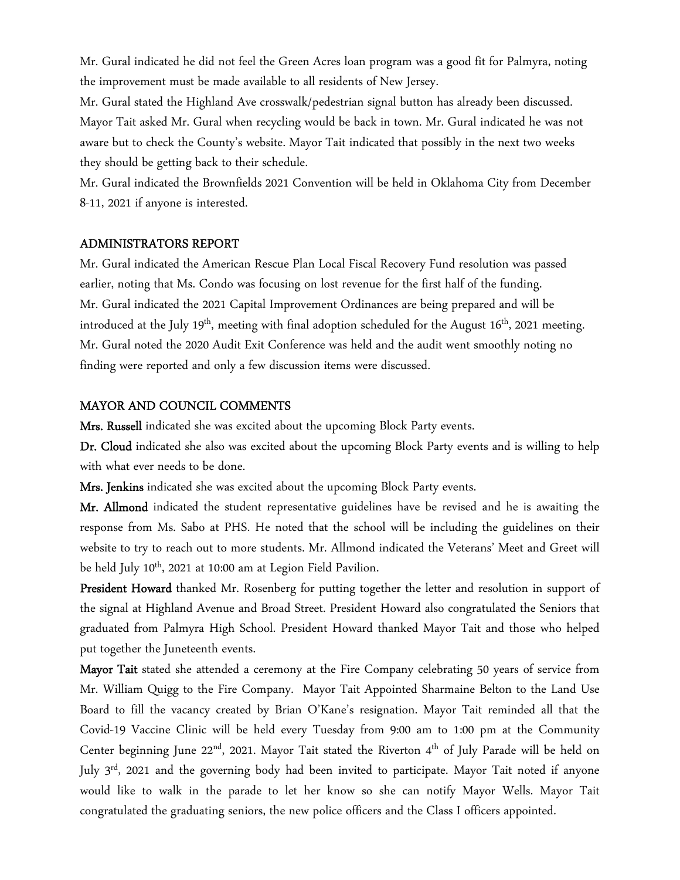Mr. Gural indicated he did not feel the Green Acres loan program was a good fit for Palmyra, noting the improvement must be made available to all residents of New Jersey.

Mr. Gural stated the Highland Ave crosswalk/pedestrian signal button has already been discussed.

Mayor Tait asked Mr. Gural when recycling would be back in town. Mr. Gural indicated he was not aware but to check the County's website. Mayor Tait indicated that possibly in the next two weeks they should be getting back to their schedule.

Mr. Gural indicated the Brownfields 2021 Convention will be held in Oklahoma City from December 8-11, 2021 if anyone is interested.

## ADMINISTRATORS REPORT

Mr. Gural indicated the American Rescue Plan Local Fiscal Recovery Fund resolution was passed earlier, noting that Ms. Condo was focusing on lost revenue for the first half of the funding.

Mr. Gural indicated the 2021 Capital Improvement Ordinances are being prepared and will be introduced at the July 19th, meeting with final adoption scheduled for the August 16th, 2021 meeting.

Mr. Gural noted the 2020 Audit Exit Conference was held and the audit went smoothly noting no finding were reported and only a few discussion items were discussed.

## MAYOR AND COUNCIL COMMENTS

**Mrs. Russell** indicated she was excited about the upcoming Block Party events.

**Dr. Cloud** indicated she also was excited about the upcoming Block Party events and is willing to help with what ever needs to be done.

**Mrs. Jenkins** indicated she was excited about the upcoming Block Party events.

**Mr. Allmond** indicated the student representative guidelines have be revised and he is awaiting the response from Ms. Sabo at PHS. He noted that the school will be including the guidelines on their website to try to reach out to more students. Mr. Allmond indicated the Veterans' Meet and Greet will be held July 10th, 2021 at 10:00 am at Legion Field Pavilion.

**President Howard** thanked Mr. Rosenberg for putting together the letter and resolution in support of the signal at Highland Avenue and Broad Street. President Howard also congratulated the Seniors that graduated from Palmyra High School. President Howard thanked Mayor Tait and those who helped put together the Juneteenth events.

**Mayor Tait** stated she attended a ceremony at the Fire Company celebrating 50 years of service from Mr. William Quigg to the Fire Company. Mayor Tait Appointed Sharmaine Belton to the Land Use Board to fill the vacancy created by Brian O'Kane's resignation. Mayor Tait reminded all that the Covid-19 Vaccine Clinic will be held every Tuesday from 9:00 am to 1:00 pm at the Community Center beginning June 22nd, 2021. Mayor Tait stated the Riverton 4th of July Parade will be held on July 3rd, 2021 and the governing body had been invited to participate. Mayor Tait noted if anyone would like to walk in the parade to let her know so she can notify Mayor Wells. Mayor Tait congratulated the graduating seniors, the new police officers and the Class I officers appointed.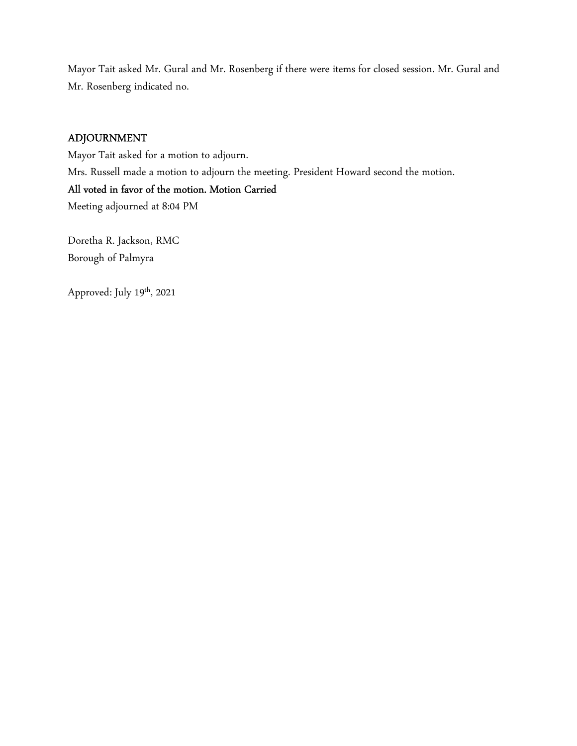Mayor Tait asked Mr. Gural and Mr. Rosenberg if there were items for closed session. Mr. Gural and Mr. Rosenberg indicated no.

## ADJOURNMENT

Mayor Tait asked for a motion to adjourn.

Mrs. Russell made a motion to adjourn the meeting. President Howard second the motion.

**All voted in favor of the motion. Motion Carried**

Meeting adjourned at 8:04 PM

Doretha R. Jackson, RMC
Borough of Palmyra

Approved: July $19^{th}$, 2021